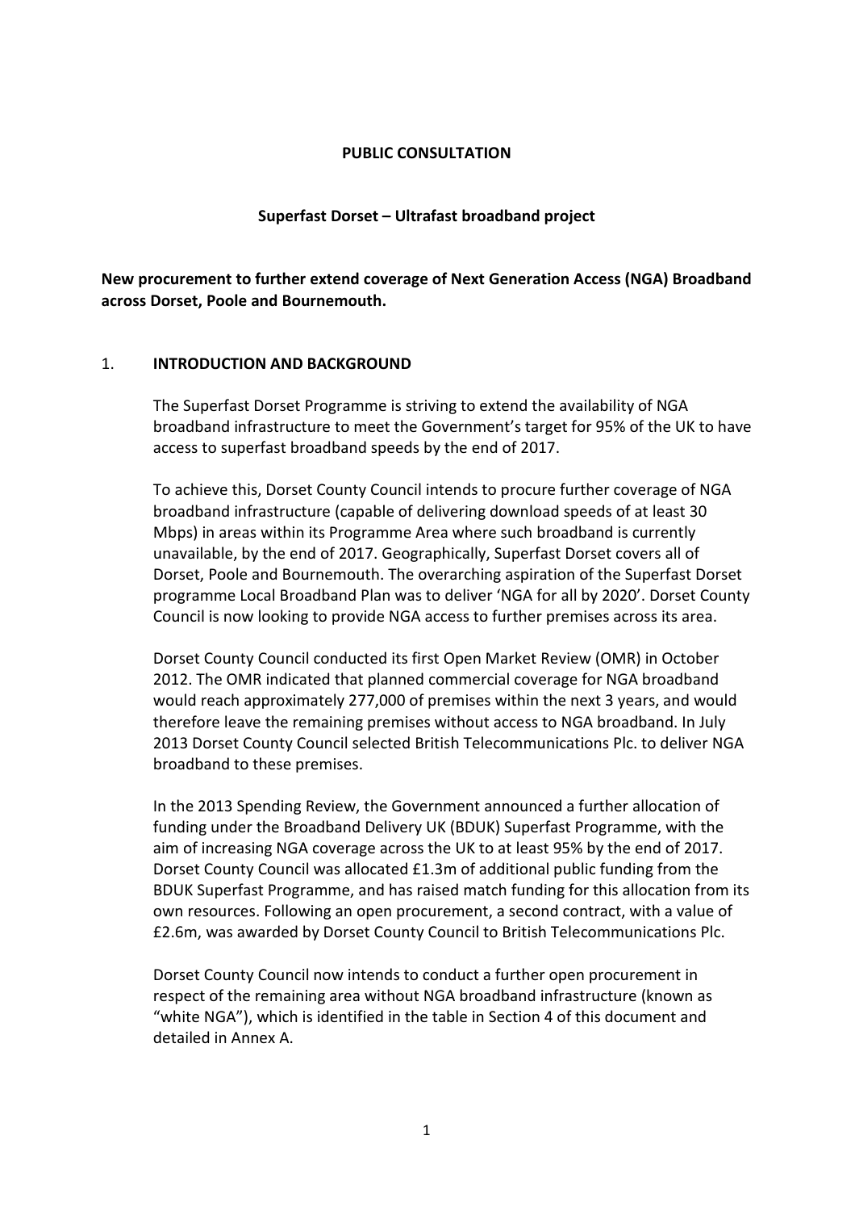**PUBLIC CONSULTATION**

**Superfast Dorset – Ultrafast broadband project**

**New procurement to further extend coverage of Next Generation Access (NGA) Broadband across Dorset, Poole and Bournemouth.**

## 1. INTRODUCTION AND BACKGROUND

The Superfast Dorset Programme is striving to extend the availability of NGA broadband infrastructure to meet the Government's target for 95% of the UK to have access to superfast broadband speeds by the end of 2017.

To achieve this, Dorset County Council intends to procure further coverage of NGA broadband infrastructure (capable of delivering download speeds of at least 30 Mbps) in areas within its Programme Area where such broadband is currently unavailable, by the end of 2017. Geographically, Superfast Dorset covers all of Dorset, Poole and Bournemouth. The overarching aspiration of the Superfast Dorset programme Local Broadband Plan was to deliver 'NGA for all by 2020'. Dorset County Council is now looking to provide NGA access to further premises across its area.

Dorset County Council conducted its first Open Market Review (OMR) in October 2012. The OMR indicated that planned commercial coverage for NGA broadband would reach approximately 277,000 of premises within the next 3 years, and would therefore leave the remaining premises without access to NGA broadband. In July 2013 Dorset County Council selected British Telecommunications Plc. to deliver NGA broadband to these premises.

In the 2013 Spending Review, the Government announced a further allocation of funding under the Broadband Delivery UK (BDUK) Superfast Programme, with the aim of increasing NGA coverage across the UK to at least 95% by the end of 2017. Dorset County Council was allocated £1.3m of additional public funding from the BDUK Superfast Programme, and has raised match funding for this allocation from its own resources. Following an open procurement, a second contract, with a value of £2.6m, was awarded by Dorset County Council to British Telecommunications Plc.

Dorset County Council now intends to conduct a further open procurement in respect of the remaining area without NGA broadband infrastructure (known as "white NGA"), which is identified in the table in Section 4 of this document and detailed in Annex A.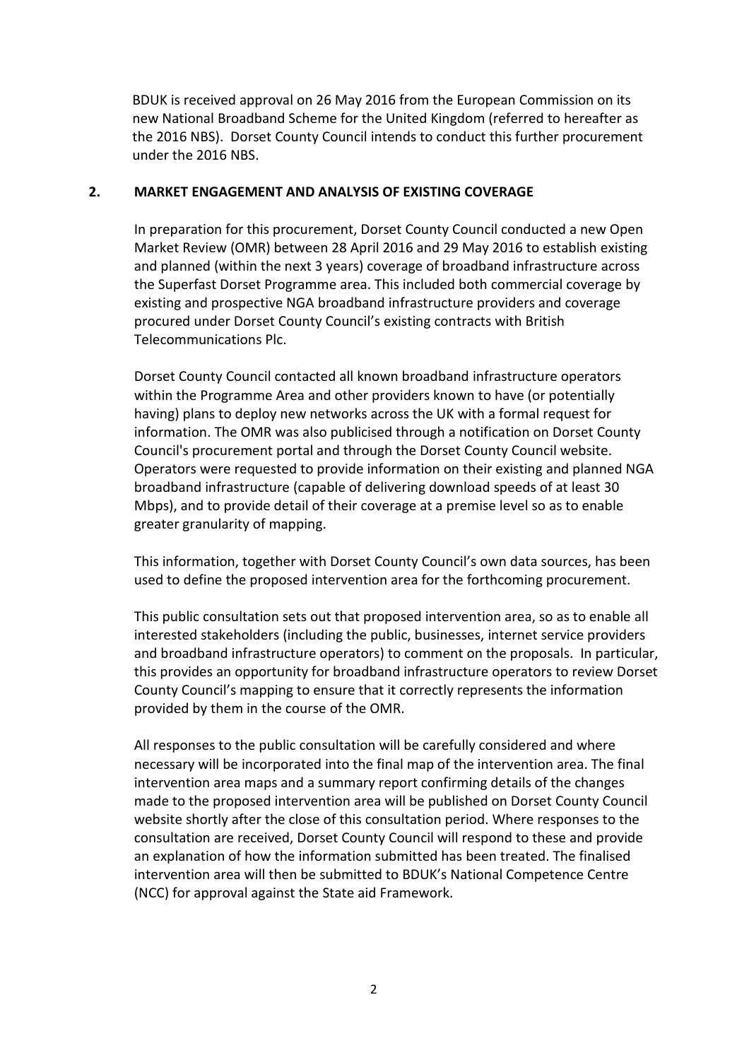BDUK is received approval on 26 May 2016 from the European Commission on its new National Broadband Scheme for the United Kingdom (referred to hereafter as the 2016 NBS). Dorset County Council intends to conduct this further procurement under the 2016 NBS.

## 2. MARKET ENGAGEMENT AND ANALYSIS OF EXISTING COVERAGE

In preparation for this procurement, Dorset County Council conducted a new Open Market Review (OMR) between 28 April 2016 and 29 May 2016 to establish existing and planned (within the next 3 years) coverage of broadband infrastructure across the Superfast Dorset Programme area. This included both commercial coverage by existing and prospective NGA broadband infrastructure providers and coverage procured under Dorset County Council's existing contracts with British Telecommunications Plc.

Dorset County Council contacted all known broadband infrastructure operators within the Programme Area and other providers known to have (or potentially having) plans to deploy new networks across the UK with a formal request for information. The OMR was also publicised through a notification on Dorset County Council's procurement portal and through the Dorset County Council website. Operators were requested to provide information on their existing and planned NGA broadband infrastructure (capable of delivering download speeds of at least 30 Mbps), and to provide detail of their coverage at a premise level so as to enable greater granularity of mapping.

This information, together with Dorset County Council's own data sources, has been used to define the proposed intervention area for the forthcoming procurement.

This public consultation sets out that proposed intervention area, so as to enable all interested stakeholders (including the public, businesses, internet service providers and broadband infrastructure operators) to comment on the proposals. In particular, this provides an opportunity for broadband infrastructure operators to review Dorset County Council's mapping to ensure that it correctly represents the information provided by them in the course of the OMR.

All responses to the public consultation will be carefully considered and where necessary will be incorporated into the final map of the intervention area. The final intervention area maps and a summary report confirming details of the changes made to the proposed intervention area will be published on Dorset County Council website shortly after the close of this consultation period. Where responses to the consultation are received, Dorset County Council will respond to these and provide an explanation of how the information submitted has been treated. The finalised intervention area will then be submitted to BDUK's National Competence Centre (NCC) for approval against the State aid Framework.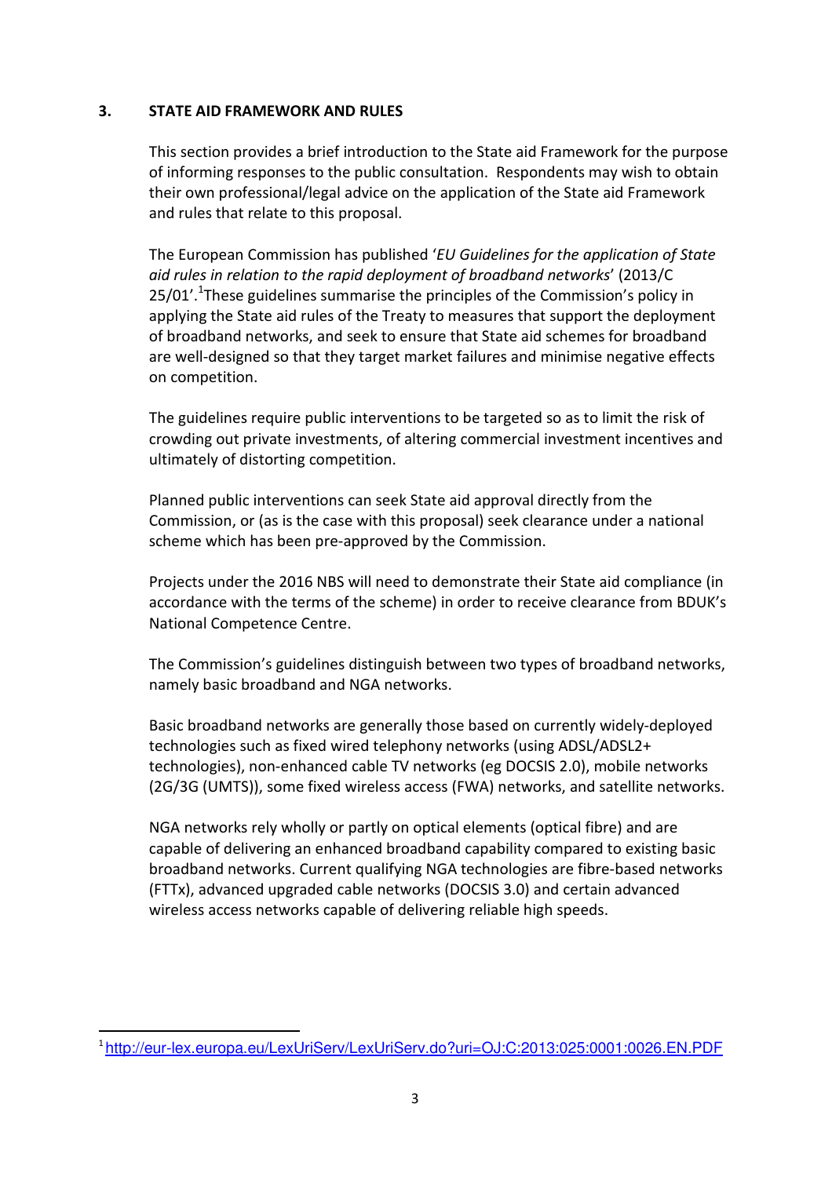## 3. STATE AID FRAMEWORK AND RULES

This section provides a brief introduction to the State aid Framework for the purpose of informing responses to the public consultation. Respondents may wish to obtain their own professional/legal advice on the application of the State aid Framework and rules that relate to this proposal.

The European Commission has published '*EU Guidelines for the application of State aid rules in relation to the rapid deployment of broadband networks*' (2013/C 25/01'.[1] These guidelines summarise the principles of the Commission's policy in applying the State aid rules of the Treaty to measures that support the deployment of broadband networks, and seek to ensure that State aid schemes for broadband are well-designed so that they target market failures and minimise negative effects on competition.

The guidelines require public interventions to be targeted so as to limit the risk of crowding out private investments, of altering commercial investment incentives and ultimately of distorting competition.

Planned public interventions can seek State aid approval directly from the Commission, or (as is the case with this proposal) seek clearance under a national scheme which has been pre-approved by the Commission.

Projects under the 2016 NBS will need to demonstrate their State aid compliance (in accordance with the terms of the scheme) in order to receive clearance from BDUK's National Competence Centre.

The Commission's guidelines distinguish between two types of broadband networks, namely basic broadband and NGA networks.

Basic broadband networks are generally those based on currently widely-deployed technologies such as fixed wired telephony networks (using ADSL/ADSL2+ technologies), non-enhanced cable TV networks (eg DOCSIS 2.0), mobile networks (2G/3G (UMTS)), some fixed wireless access (FWA) networks, and satellite networks.

NGA networks rely wholly or partly on optical elements (optical fibre) and are capable of delivering an enhanced broadband capability compared to existing basic broadband networks. Current qualifying NGA technologies are fibre-based networks (FTTx), advanced upgraded cable networks (DOCSIS 3.0) and certain advanced wireless access networks capable of delivering reliable high speeds.

---

[1] http://eur-lex.europa.eu/LexUriServ/LexUriServ.do?uri=OJ:C:2013:025:0001:0026.EN.PDF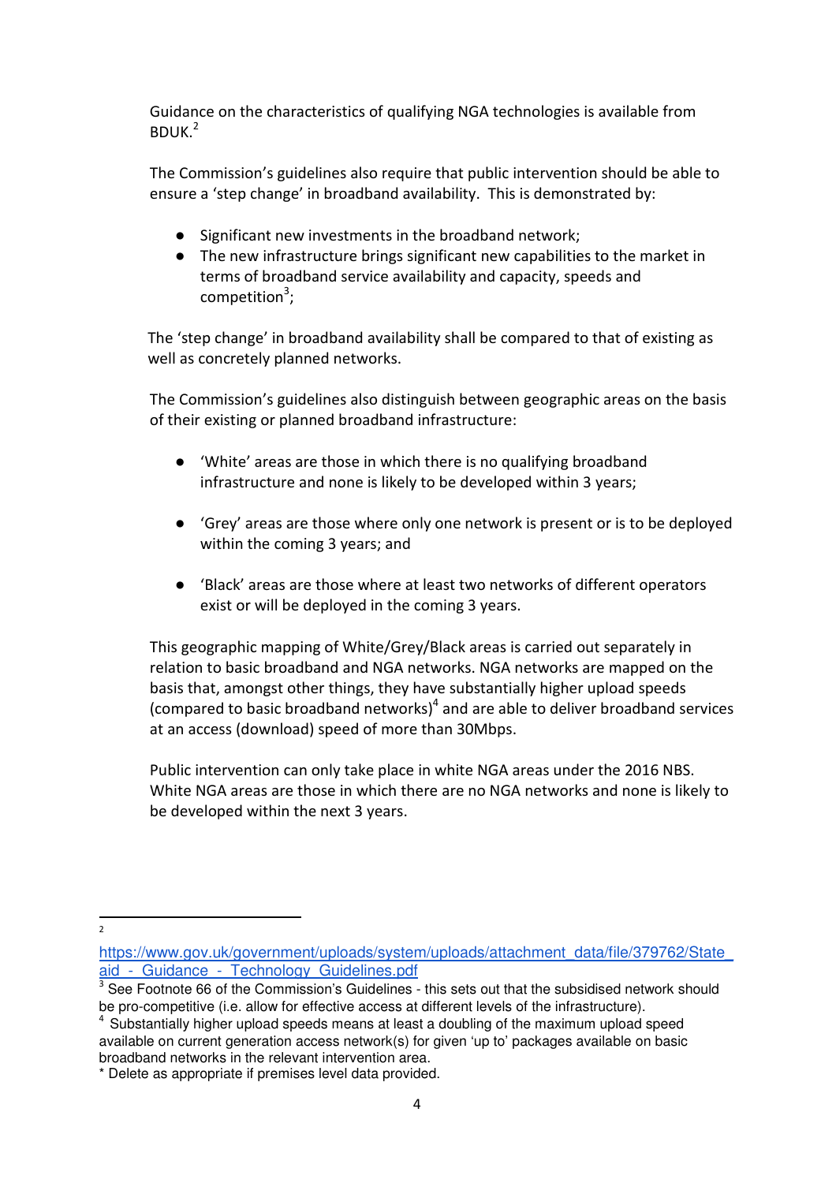Guidance on the characteristics of qualifying NGA technologies is available from BDUK.[2]

The Commission's guidelines also require that public intervention should be able to ensure a 'step change' in broadband availability. This is demonstrated by:

- Significant new investments in the broadband network;
- The new infrastructure brings significant new capabilities to the market in terms of broadband service availability and capacity, speeds and competition[3];

The 'step change' in broadband availability shall be compared to that of existing as well as concretely planned networks.

The Commission's guidelines also distinguish between geographic areas on the basis of their existing or planned broadband infrastructure:

- 'White' areas are those in which there is no qualifying broadband infrastructure and none is likely to be developed within 3 years;
- 'Grey' areas are those where only one network is present or is to be deployed within the coming 3 years; and
- 'Black' areas are those where at least two networks of different operators exist or will be deployed in the coming 3 years.

This geographic mapping of White/Grey/Black areas is carried out separately in relation to basic broadband and NGA networks. NGA networks are mapped on the basis that, amongst other things, they have substantially higher upload speeds (compared to basic broadband networks)[4] and are able to deliver broadband services at an access (download) speed of more than 30Mbps.

Public intervention can only take place in white NGA areas under the 2016 NBS. White NGA areas are those in which there are no NGA networks and none is likely to be developed within the next 3 years.

---

[2] https://www.gov.uk/government/uploads/system/uploads/attachment_data/file/379762/State_aid_-_Guidance_-_Technology_Guidelines.pdf

[3] See Footnote 66 of the Commission's Guidelines - this sets out that the subsidised network should be pro-competitive (i.e. allow for effective access at different levels of the infrastructure).

[4] Substantially higher upload speeds means at least a doubling of the maximum upload speed available on current generation access network(s) for given 'up to' packages available on basic broadband networks in the relevant intervention area.

* Delete as appropriate if premises level data provided.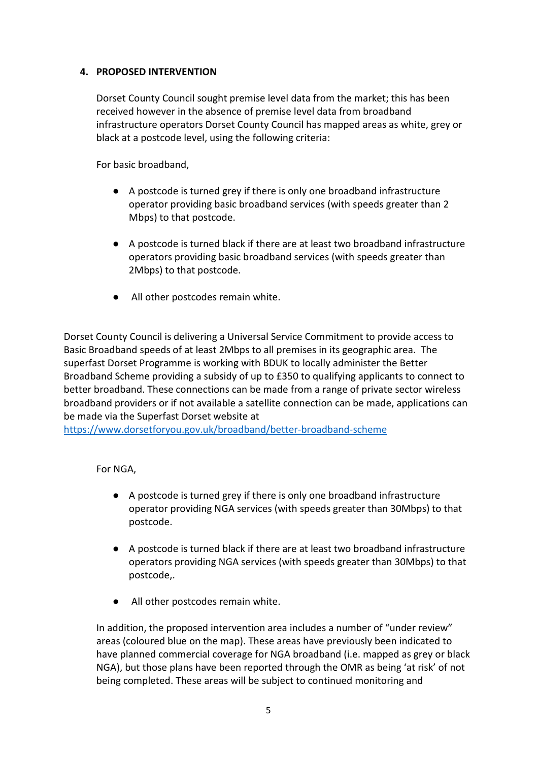## 4. PROPOSED INTERVENTION

Dorset County Council sought premise level data from the market; this has been received however in the absence of premise level data from broadband infrastructure operators Dorset County Council has mapped areas as white, grey or black at a postcode level, using the following criteria:

For basic broadband,

- A postcode is turned grey if there is only one broadband infrastructure operator providing basic broadband services (with speeds greater than 2 Mbps) to that postcode.
- A postcode is turned black if there are at least two broadband infrastructure operators providing basic broadband services (with speeds greater than 2Mbps) to that postcode.
- All other postcodes remain white.

Dorset County Council is delivering a Universal Service Commitment to provide access to Basic Broadband speeds of at least 2Mbps to all premises in its geographic area. The superfast Dorset Programme is working with BDUK to locally administer the Better Broadband Scheme providing a subsidy of up to £350 to qualifying applicants to connect to better broadband. These connections can be made from a range of private sector wireless broadband providers or if not available a satellite connection can be made, applications can be made via the Superfast Dorset website at https://www.dorsetforyou.gov.uk/broadband/better-broadband-scheme

For NGA,

- A postcode is turned grey if there is only one broadband infrastructure operator providing NGA services (with speeds greater than 30Mbps) to that postcode.
- A postcode is turned black if there are at least two broadband infrastructure operators providing NGA services (with speeds greater than 30Mbps) to that postcode,.
- All other postcodes remain white.

In addition, the proposed intervention area includes a number of "under review" areas (coloured blue on the map). These areas have previously been indicated to have planned commercial coverage for NGA broadband (i.e. mapped as grey or black NGA), but those plans have been reported through the OMR as being 'at risk' of not being completed. These areas will be subject to continued monitoring and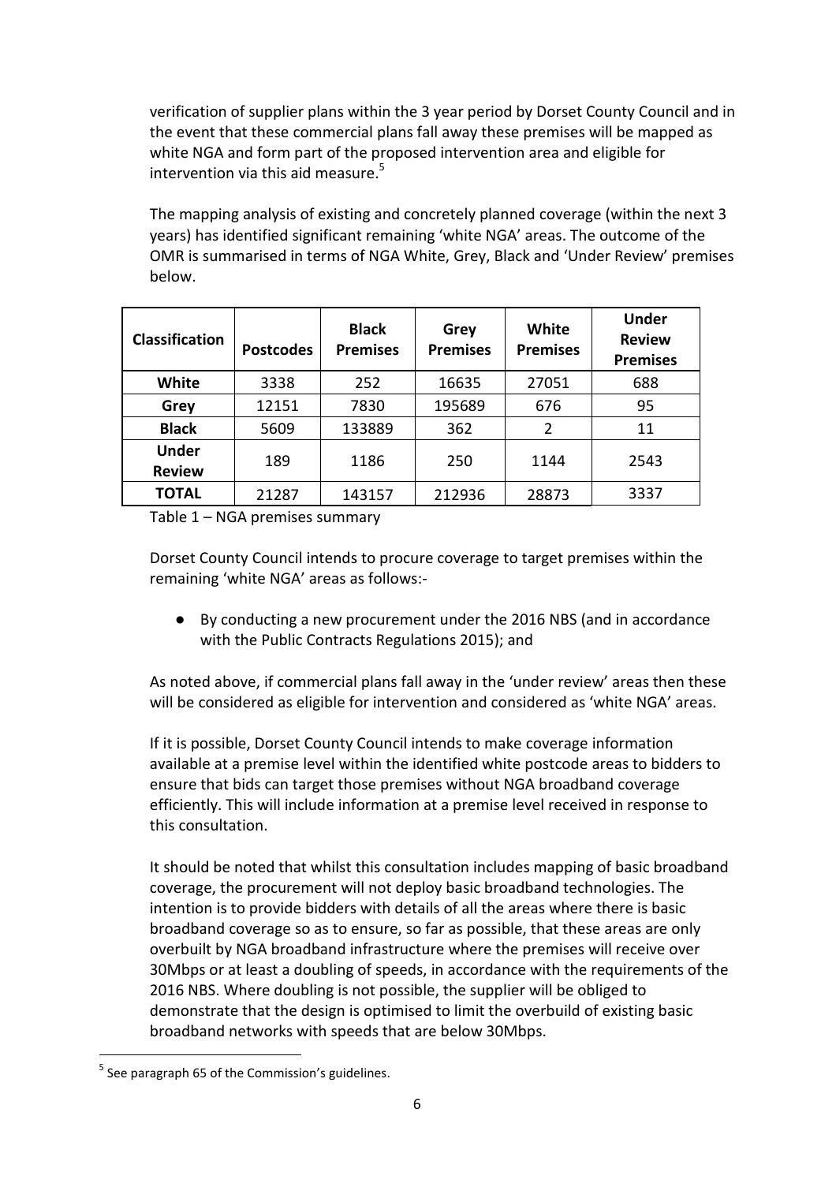verification of supplier plans within the 3 year period by Dorset County Council and in the event that these commercial plans fall away these premises will be mapped as white NGA and form part of the proposed intervention area and eligible for intervention via this aid measure.[5]

The mapping analysis of existing and concretely planned coverage (within the next 3 years) has identified significant remaining 'white NGA' areas. The outcome of the OMR is summarised in terms of NGA White, Grey, Black and 'Under Review' premises below.

| Classification | Postcodes | Black Premises | Grey Premises | White Premises | Under Review Premises |
|---|---|---|---|---|---|
| White | 3338 | 252 | 16635 | 27051 | 688 |
| Grey | 12151 | 7830 | 195689 | 676 | 95 |
| Black | 5609 | 133889 | 362 | 2 | 11 |
| Under Review | 189 | 1186 | 250 | 1144 | 2543 |
| TOTAL | 21287 | 143157 | 212936 | 28873 | 3337 |

Table 1 – NGA premises summary

Dorset County Council intends to procure coverage to target premises within the remaining 'white NGA' areas as follows:-

- By conducting a new procurement under the 2016 NBS (and in accordance with the Public Contracts Regulations 2015); and

As noted above, if commercial plans fall away in the 'under review' areas then these will be considered as eligible for intervention and considered as 'white NGA' areas.

If it is possible, Dorset County Council intends to make coverage information available at a premise level within the identified white postcode areas to bidders to ensure that bids can target those premises without NGA broadband coverage efficiently. This will include information at a premise level received in response to this consultation.

It should be noted that whilst this consultation includes mapping of basic broadband coverage, the procurement will not deploy basic broadband technologies. The intention is to provide bidders with details of all the areas where there is basic broadband coverage so as to ensure, so far as possible, that these areas are only overbuilt by NGA broadband infrastructure where the premises will receive over 30Mbps or at least a doubling of speeds, in accordance with the requirements of the 2016 NBS. Where doubling is not possible, the supplier will be obliged to demonstrate that the design is optimised to limit the overbuild of existing basic broadband networks with speeds that are below 30Mbps.

[5] See paragraph 65 of the Commission's guidelines.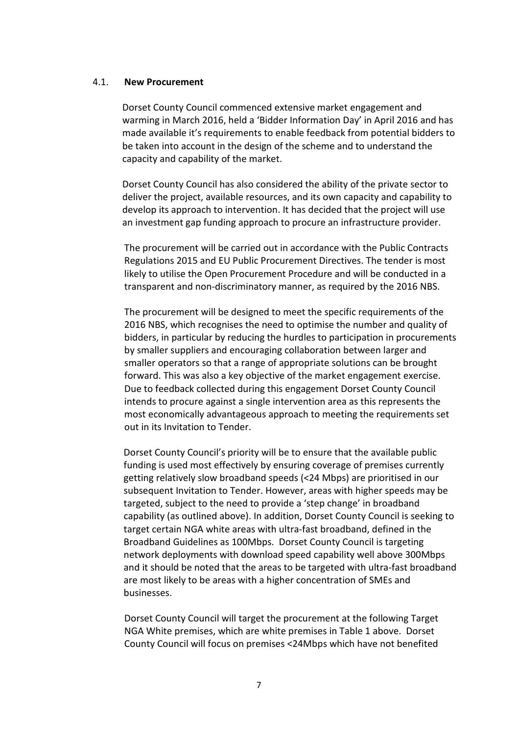### 4.1. **New Procurement**

Dorset County Council commenced extensive market engagement and warming in March 2016, held a 'Bidder Information Day' in April 2016 and has made available it's requirements to enable feedback from potential bidders to be taken into account in the design of the scheme and to understand the capacity and capability of the market.

Dorset County Council has also considered the ability of the private sector to deliver the project, available resources, and its own capacity and capability to develop its approach to intervention. It has decided that the project will use an investment gap funding approach to procure an infrastructure provider.

The procurement will be carried out in accordance with the Public Contracts Regulations 2015 and EU Public Procurement Directives. The tender is most likely to utilise the Open Procurement Procedure and will be conducted in a transparent and non-discriminatory manner, as required by the 2016 NBS.

The procurement will be designed to meet the specific requirements of the 2016 NBS, which recognises the need to optimise the number and quality of bidders, in particular by reducing the hurdles to participation in procurements by smaller suppliers and encouraging collaboration between larger and smaller operators so that a range of appropriate solutions can be brought forward. This was also a key objective of the market engagement exercise. Due to feedback collected during this engagement Dorset County Council intends to procure against a single intervention area as this represents the most economically advantageous approach to meeting the requirements set out in its Invitation to Tender.

Dorset County Council's priority will be to ensure that the available public funding is used most effectively by ensuring coverage of premises currently getting relatively slow broadband speeds (<24 Mbps) are prioritised in our subsequent Invitation to Tender. However, areas with higher speeds may be targeted, subject to the need to provide a 'step change' in broadband capability (as outlined above). In addition, Dorset County Council is seeking to target certain NGA white areas with ultra-fast broadband, defined in the Broadband Guidelines as 100Mbps. Dorset County Council is targeting network deployments with download speed capability well above 300Mbps and it should be noted that the areas to be targeted with ultra-fast broadband are most likely to be areas with a higher concentration of SMEs and businesses.

Dorset County Council will target the procurement at the following Target NGA White premises, which are white premises in Table 1 above. Dorset County Council will focus on premises <24Mbps which have not benefited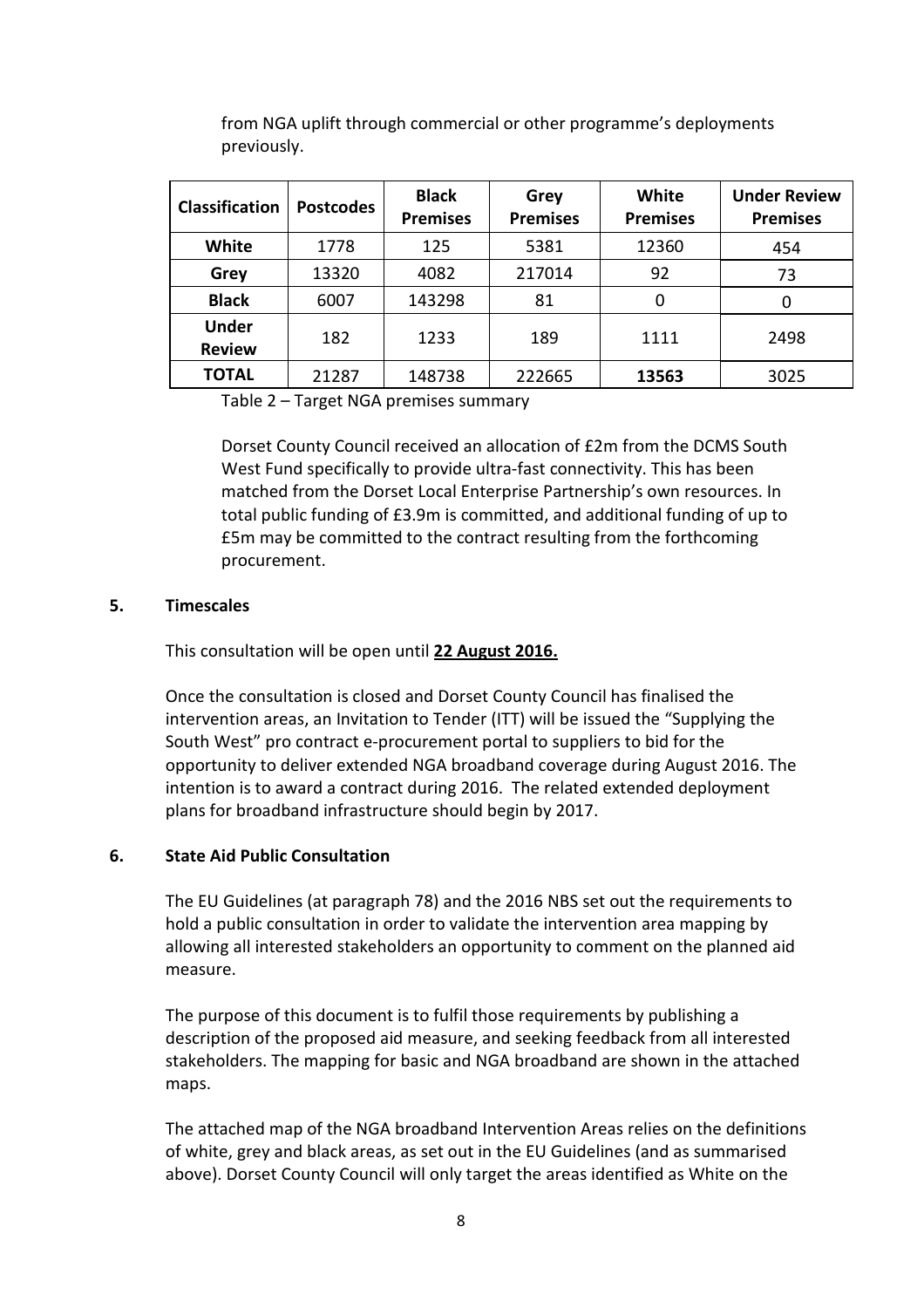from NGA uplift through commercial or other programme's deployments previously.

| Classification | Postcodes | Black Premises | Grey Premises | White Premises | Under Review Premises |
|---|---|---|---|---|---|
| **White** | 1778 | 125 | 5381 | 12360 | 454 |
| **Grey** | 13320 | 4082 | 217014 | 92 | 73 |
| **Black** | 6007 | 143298 | 81 | 0 | 0 |
| **Under Review** | 182 | 1233 | 189 | 1111 | 2498 |
| **TOTAL** | 21287 | 148738 | 222665 | **13563** | 3025 |

Table 2 – Target NGA premises summary

Dorset County Council received an allocation of £2m from the DCMS South West Fund specifically to provide ultra-fast connectivity. This has been matched from the Dorset Local Enterprise Partnership's own resources. In total public funding of £3.9m is committed, and additional funding of up to £5m may be committed to the contract resulting from the forthcoming procurement.

## 5. Timescales

This consultation will be open until **22 August 2016.**

Once the consultation is closed and Dorset County Council has finalised the intervention areas, an Invitation to Tender (ITT) will be issued the "Supplying the South West" pro contract e-procurement portal to suppliers to bid for the opportunity to deliver extended NGA broadband coverage during August 2016. The intention is to award a contract during 2016. The related extended deployment plans for broadband infrastructure should begin by 2017.

## 6. State Aid Public Consultation

The EU Guidelines (at paragraph 78) and the 2016 NBS set out the requirements to hold a public consultation in order to validate the intervention area mapping by allowing all interested stakeholders an opportunity to comment on the planned aid measure.

The purpose of this document is to fulfil those requirements by publishing a description of the proposed aid measure, and seeking feedback from all interested stakeholders. The mapping for basic and NGA broadband are shown in the attached maps.

The attached map of the NGA broadband Intervention Areas relies on the definitions of white, grey and black areas, as set out in the EU Guidelines (and as summarised above). Dorset County Council will only target the areas identified as White on the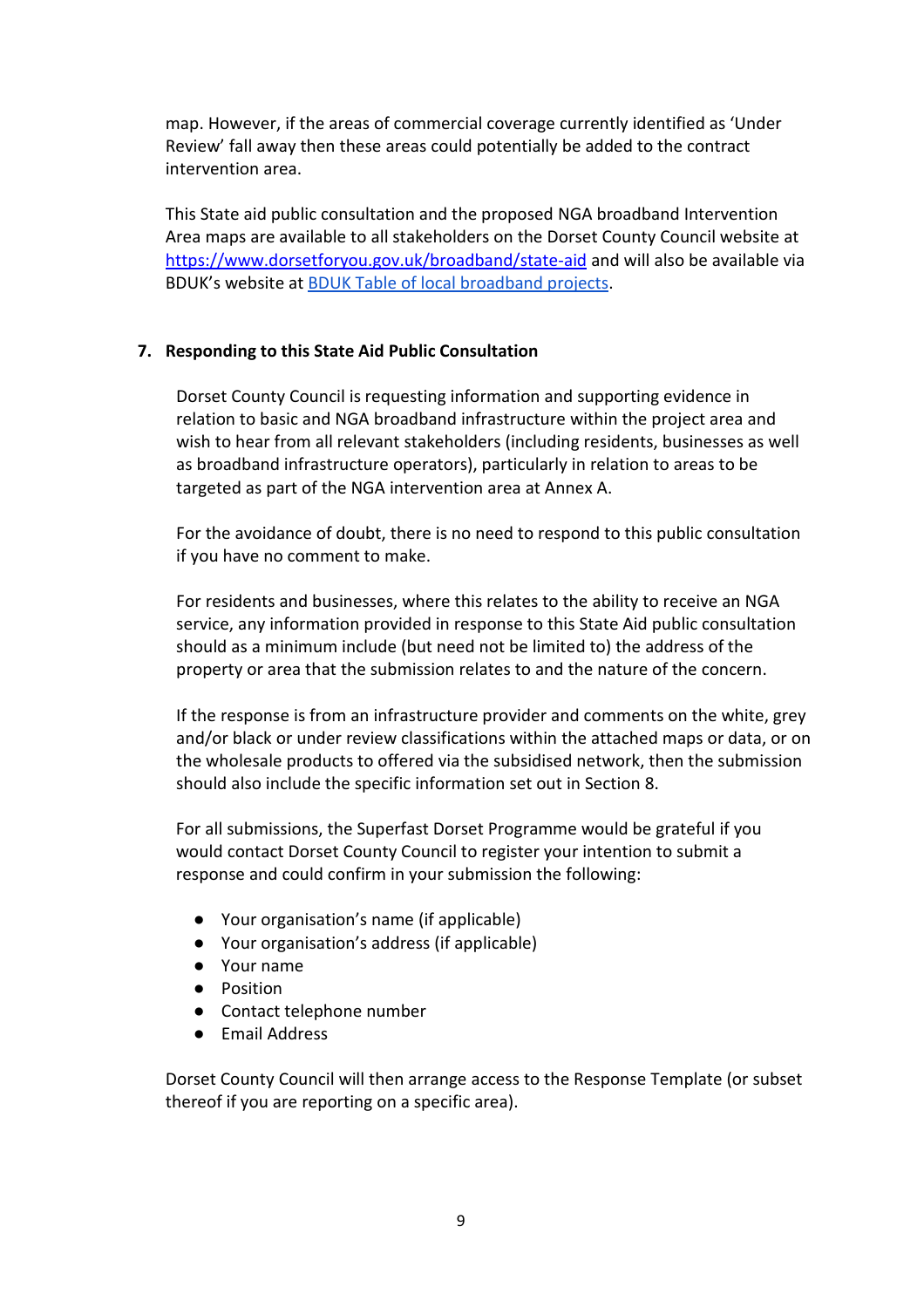map. However, if the areas of commercial coverage currently identified as 'Under Review' fall away then these areas could potentially be added to the contract intervention area.

This State aid public consultation and the proposed NGA broadband Intervention Area maps are available to all stakeholders on the Dorset County Council website at [https://www.dorsetforyou.gov.uk/broadband/state-aid](https://www.dorsetforyou.gov.uk/broadband/state-aid) and will also be available via BDUK's website at [BDUK Table of local broadband projects](#).

## 7. Responding to this State Aid Public Consultation

Dorset County Council is requesting information and supporting evidence in relation to basic and NGA broadband infrastructure within the project area and wish to hear from all relevant stakeholders (including residents, businesses as well as broadband infrastructure operators), particularly in relation to areas to be targeted as part of the NGA intervention area at Annex A.

For the avoidance of doubt, there is no need to respond to this public consultation if you have no comment to make.

For residents and businesses, where this relates to the ability to receive an NGA service, any information provided in response to this State Aid public consultation should as a minimum include (but need not be limited to) the address of the property or area that the submission relates to and the nature of the concern.

If the response is from an infrastructure provider and comments on the white, grey and/or black or under review classifications within the attached maps or data, or on the wholesale products to offered via the subsidised network, then the submission should also include the specific information set out in Section 8.

For all submissions, the Superfast Dorset Programme would be grateful if you would contact Dorset County Council to register your intention to submit a response and could confirm in your submission the following:

- Your organisation's name (if applicable)
- Your organisation's address (if applicable)
- Your name
- Position
- Contact telephone number
- Email Address

Dorset County Council will then arrange access to the Response Template (or subset thereof if you are reporting on a specific area).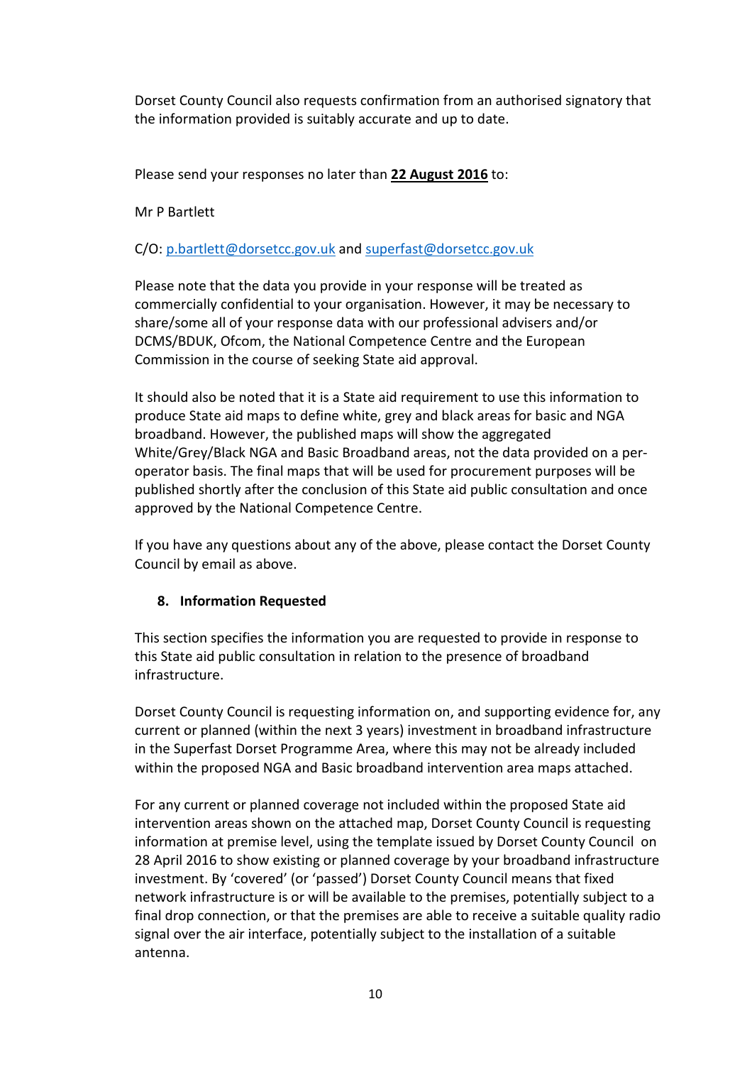Dorset County Council also requests confirmation from an authorised signatory that the information provided is suitably accurate and up to date.

Please send your responses no later than **22 August 2016** to:

Mr P Bartlett

C/O: p.bartlett@dorsetcc.gov.uk and superfast@dorsetcc.gov.uk

Please note that the data you provide in your response will be treated as commercially confidential to your organisation. However, it may be necessary to share/some all of your response data with our professional advisers and/or DCMS/BDUK, Ofcom, the National Competence Centre and the European Commission in the course of seeking State aid approval.

It should also be noted that it is a State aid requirement to use this information to produce State aid maps to define white, grey and black areas for basic and NGA broadband. However, the published maps will show the aggregated White/Grey/Black NGA and Basic Broadband areas, not the data provided on a per-operator basis. The final maps that will be used for procurement purposes will be published shortly after the conclusion of this State aid public consultation and once approved by the National Competence Centre.

If you have any questions about any of the above, please contact the Dorset County Council by email as above.

## 8. Information Requested

This section specifies the information you are requested to provide in response to this State aid public consultation in relation to the presence of broadband infrastructure.

Dorset County Council is requesting information on, and supporting evidence for, any current or planned (within the next 3 years) investment in broadband infrastructure in the Superfast Dorset Programme Area, where this may not be already included within the proposed NGA and Basic broadband intervention area maps attached.

For any current or planned coverage not included within the proposed State aid intervention areas shown on the attached map, Dorset County Council is requesting information at premise level, using the template issued by Dorset County Council on 28 April 2016 to show existing or planned coverage by your broadband infrastructure investment. By 'covered' (or 'passed') Dorset County Council means that fixed network infrastructure is or will be available to the premises, potentially subject to a final drop connection, or that the premises are able to receive a suitable quality radio signal over the air interface, potentially subject to the installation of a suitable antenna.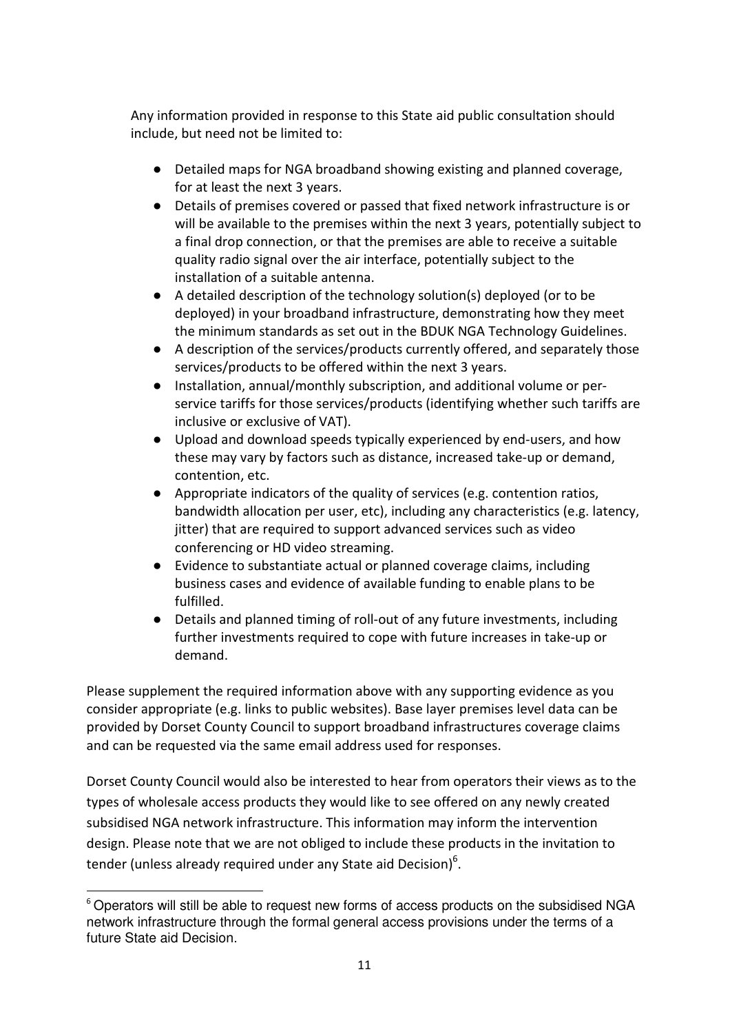Any information provided in response to this State aid public consultation should include, but need not be limited to:

- Detailed maps for NGA broadband showing existing and planned coverage, for at least the next 3 years.
- Details of premises covered or passed that fixed network infrastructure is or will be available to the premises within the next 3 years, potentially subject to a final drop connection, or that the premises are able to receive a suitable quality radio signal over the air interface, potentially subject to the installation of a suitable antenna.
- A detailed description of the technology solution(s) deployed (or to be deployed) in your broadband infrastructure, demonstrating how they meet the minimum standards as set out in the BDUK NGA Technology Guidelines.
- A description of the services/products currently offered, and separately those services/products to be offered within the next 3 years.
- Installation, annual/monthly subscription, and additional volume or per-service tariffs for those services/products (identifying whether such tariffs are inclusive or exclusive of VAT).
- Upload and download speeds typically experienced by end-users, and how these may vary by factors such as distance, increased take-up or demand, contention, etc.
- Appropriate indicators of the quality of services (e.g. contention ratios, bandwidth allocation per user, etc), including any characteristics (e.g. latency, jitter) that are required to support advanced services such as video conferencing or HD video streaming.
- Evidence to substantiate actual or planned coverage claims, including business cases and evidence of available funding to enable plans to be fulfilled.
- Details and planned timing of roll-out of any future investments, including further investments required to cope with future increases in take-up or demand.

Please supplement the required information above with any supporting evidence as you consider appropriate (e.g. links to public websites). Base layer premises level data can be provided by Dorset County Council to support broadband infrastructures coverage claims and can be requested via the same email address used for responses.

Dorset County Council would also be interested to hear from operators their views as to the types of wholesale access products they would like to see offered on any newly created subsidised NGA network infrastructure. This information may inform the intervention design. Please note that we are not obliged to include these products in the invitation to tender (unless already required under any State aid Decision)[6].

[6] Operators will still be able to request new forms of access products on the subsidised NGA network infrastructure through the formal general access provisions under the terms of a future State aid Decision.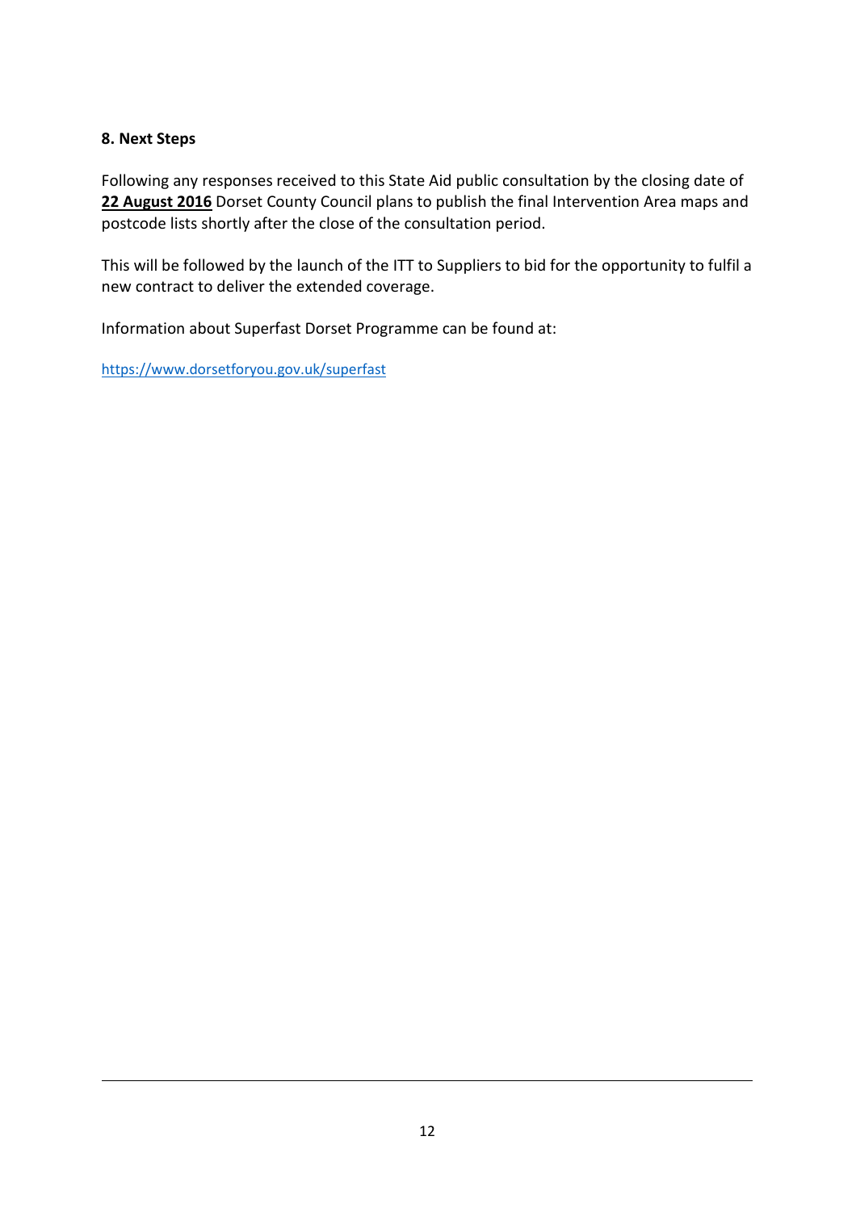## 8. Next Steps

Following any responses received to this State Aid public consultation by the closing date of **22 August 2016** Dorset County Council plans to publish the final Intervention Area maps and postcode lists shortly after the close of the consultation period.

This will be followed by the launch of the ITT to Suppliers to bid for the opportunity to fulfil a new contract to deliver the extended coverage.

Information about Superfast Dorset Programme can be found at:

https://www.dorsetforyou.gov.uk/superfast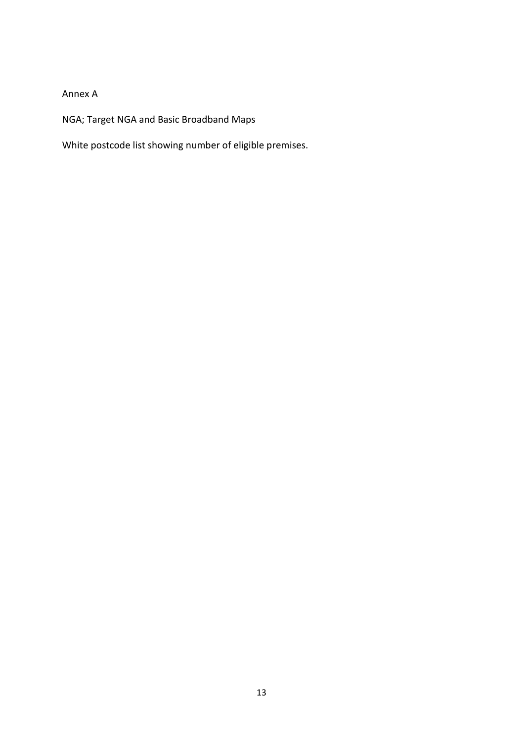Annex A

NGA; Target NGA and Basic Broadband Maps

White postcode list showing number of eligible premises.